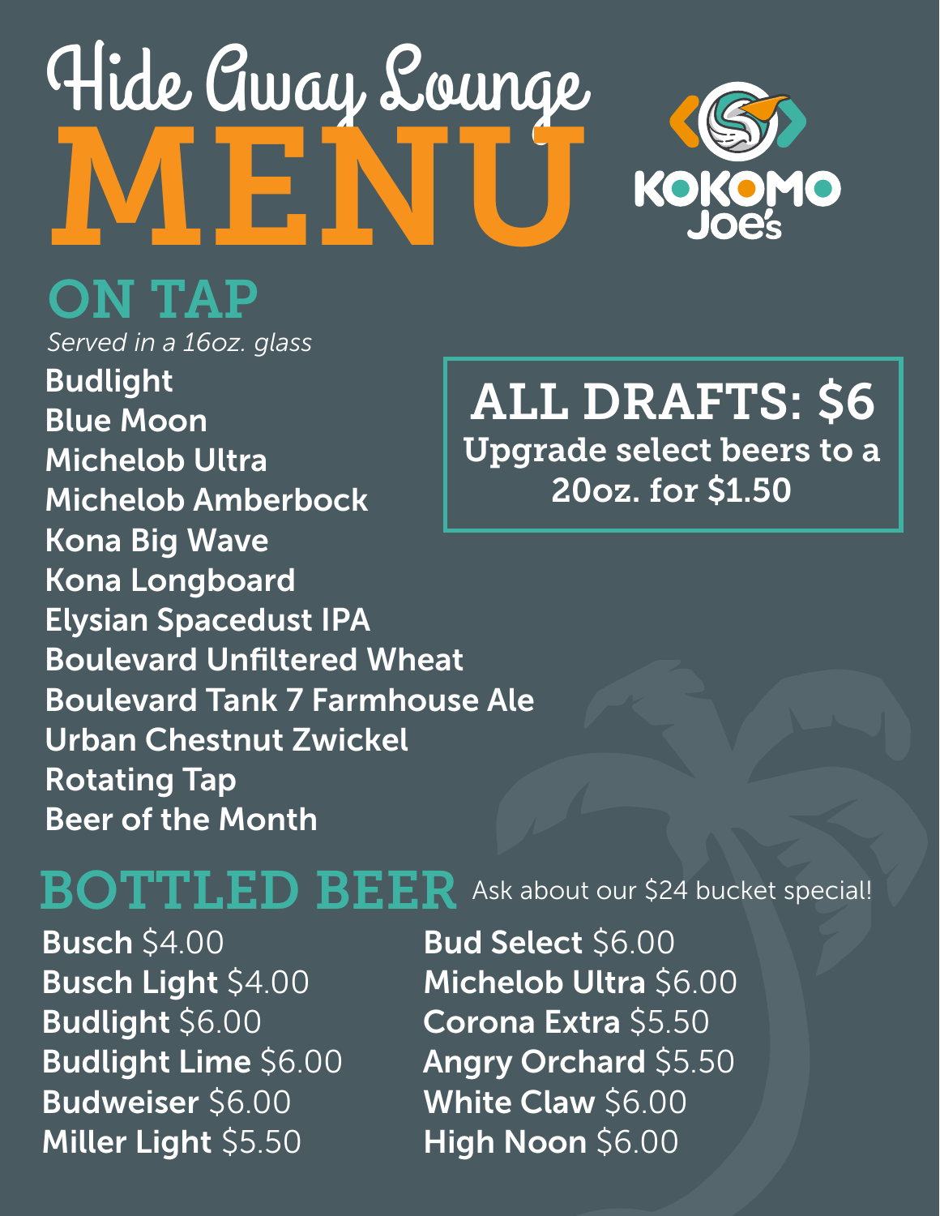# Hide Away Lounge MENU

KOKOMO Joe's

## ON TAP

*Served in a 16oz. glass*

**ALL DRAFTS: $6**
**Upgrade select beers to a 20oz. for $1.50**

- Budlight
- Blue Moon
- Michelob Ultra
- Michelob Amberbock
- Kona Big Wave
- Kona Longboard
- Elysian Spacedust IPA
- Boulevard Unfiltered Wheat
- Boulevard Tank 7 Farmhouse Ale
- Urban Chestnut Zwickel
- Rotating Tap
- Beer of the Month

## BOTTLED BEER

Ask about our $24 bucket special!

- **Busch** $4.00
- **Busch Light** $4.00
- **Budlight** $6.00
- **Budlight Lime** $6.00
- **Budweiser** $6.00
- **Miller Light** $5.50
- **Bud Select** $6.00
- **Michelob Ultra** $6.00
- **Corona Extra** $5.50
- **Angry Orchard** $5.50
- **White Claw** $6.00
- **High Noon** $6.00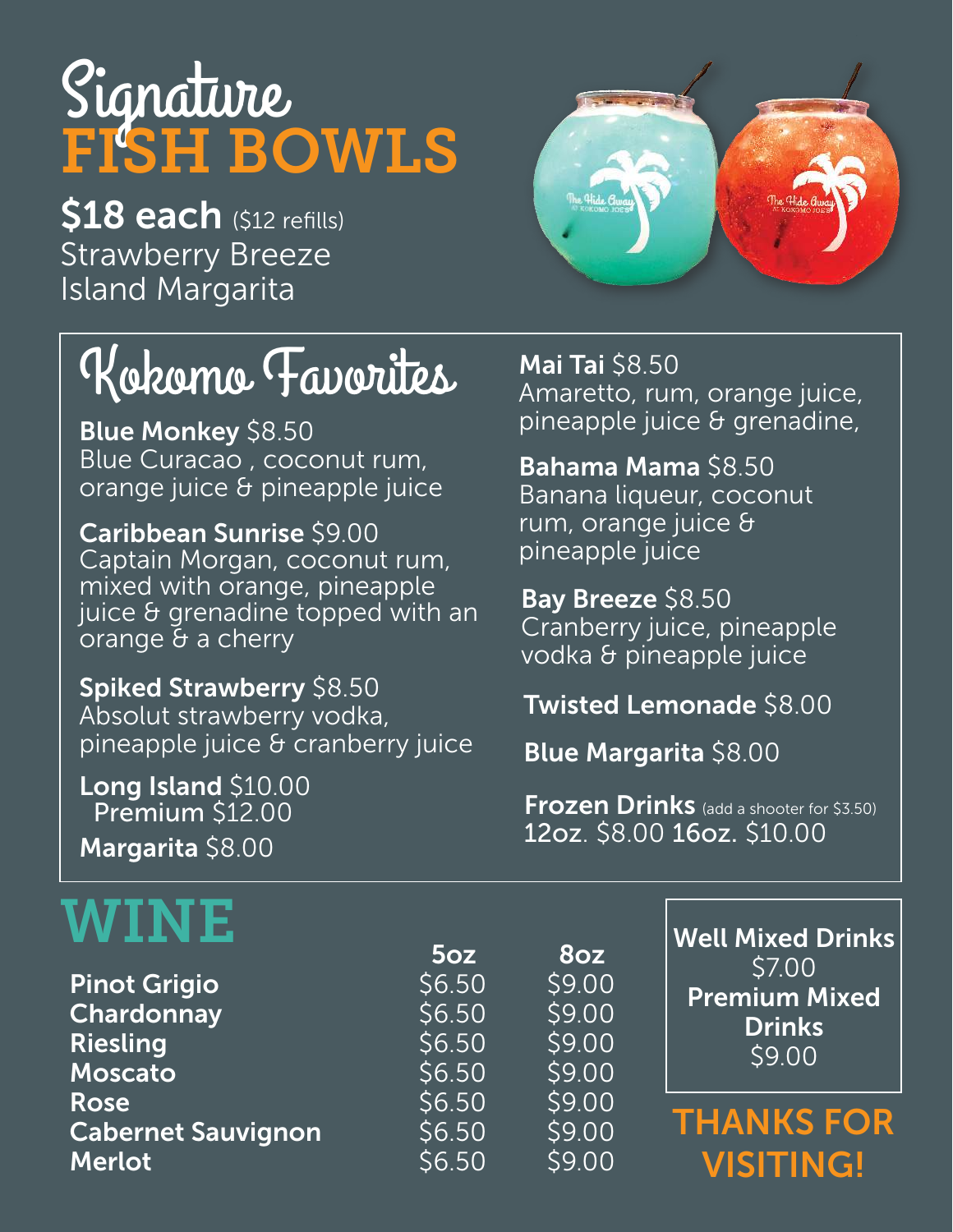# Signature FISH BOWLS

**$18 each** ($12 refills)
Strawberry Breeze
Island Margarita

## Kokomo Favorites

**Blue Monkey** $8.50
Blue Curacao , coconut rum, orange juice & pineapple juice

**Caribbean Sunrise** $9.00
Captain Morgan, coconut rum, mixed with orange, pineapple juice & grenadine topped with an orange & a cherry

**Spiked Strawberry** $8.50
Absolut strawberry vodka, pineapple juice & cranberry juice

**Long Island** $10.00
**Premium** $12.00

**Margarita** $8.00

**Mai Tai** $8.50
Amaretto, rum, orange juice, pineapple juice & grenadine,

**Bahama Mama** $8.50
Banana liqueur, coconut rum, orange juice & pineapple juice

**Bay Breeze** $8.50
Cranberry juice, pineapple vodka & pineapple juice

**Twisted Lemonade** $8.00

**Blue Margarita** $8.00

**Frozen Drinks** (add a shooter for $3.50)
**12oz**. $8.00 **16oz.** $10.00

## WINE

| | 5oz | 8oz |
|---|---|---|
| **Pinot Grigio** | $6.50 | $9.00 |
| **Chardonnay** | $6.50 | $9.00 |
| **Riesling** | $6.50 | $9.00 |
| **Moscato** | $6.50 | $9.00 |
| **Rose** | $6.50 | $9.00 |
| **Cabernet Sauvignon** | $6.50 | $9.00 |
| **Merlot** | $6.50 | $9.00 |

**Well Mixed Drinks**
$7.00
**Premium Mixed Drinks**
$9.00

## THANKS FOR VISITING!